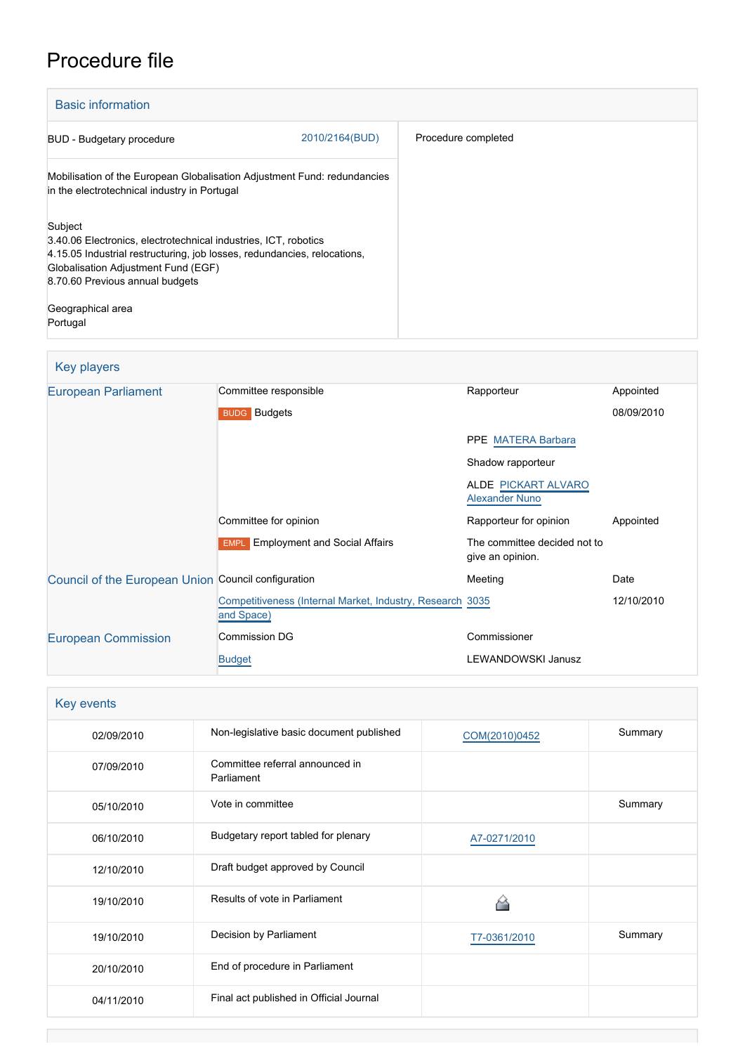# Procedure file

## Basic information

| | | |
|---|---|---|
| BUD - Budgetary procedure | 2010/2164(BUD) | Procedure completed |
| Mobilisation of the European Globalisation Adjustment Fund: redundancies in the electrotechnical industry in Portugal | | |
| Subject<br>3.40.06 Electronics, electrotechnical industries, ICT, robotics<br>4.15.05 Industrial restructuring, job losses, redundancies, relocations, Globalisation Adjustment Fund (EGF)<br>8.70.60 Previous annual budgets | | |
| Geographical area<br>Portugal | | |

## Key players

| | | | |
|---|---|---|---|
| European Parliament | Committee responsible | Rapporteur | Appointed |
| | BUDG Budgets | | 08/09/2010 |
| | | PPE MATERA Barbara | |
| | | Shadow rapporteur | |
| | | ALDE PICKART ALVARO Alexander Nuno | |
| | Committee for opinion | Rapporteur for opinion | Appointed |
| | EMPL Employment and Social Affairs | The committee decided not to give an opinion. | |
| Council of the European Union | Council configuration | Meeting | Date |
| | Competitiveness (Internal Market, Industry, Research and Space) | 3035 | 12/10/2010 |
| European Commission | Commission DG | Commissioner | |
| | Budget | LEWANDOWSKI Janusz | |

## Key events

| | | | |
|---|---|---|---|
| 02/09/2010 | Non-legislative basic document published | COM(2010)0452 | Summary |
| 07/09/2010 | Committee referral announced in Parliament | | |
| 05/10/2010 | Vote in committee | | Summary |
| 06/10/2010 | Budgetary report tabled for plenary | A7-0271/2010 | |
| 12/10/2010 | Draft budget approved by Council | | |
| 19/10/2010 | Results of vote in Parliament | | |
| 19/10/2010 | Decision by Parliament | T7-0361/2010 | Summary |
| 20/10/2010 | End of procedure in Parliament | | |
| 04/11/2010 | Final act published in Official Journal | | |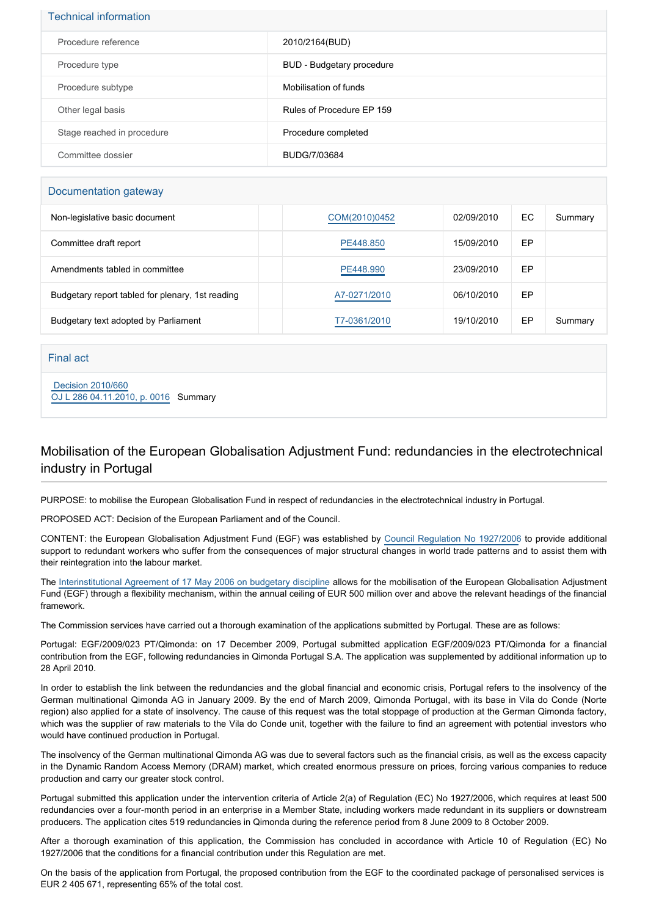## Technical information

| | |
|---|---|
| Procedure reference | 2010/2164(BUD) |
| Procedure type | BUD - Budgetary procedure |
| Procedure subtype | Mobilisation of funds |
| Other legal basis | Rules of Procedure EP 159 |
| Stage reached in procedure | Procedure completed |
| Committee dossier | BUDG/7/03684 |

## Documentation gateway

| | | | | | |
|---|---|---|---|---|---|
| Non-legislative basic document | | COM(2010)0452 | 02/09/2010 | EC | Summary |
| Committee draft report | | PE448.850 | 15/09/2010 | EP | |
| Amendments tabled in committee | | PE448.990 | 23/09/2010 | EP | |
| Budgetary report tabled for plenary, 1st reading | | A7-0271/2010 | 06/10/2010 | EP | |
| Budgetary text adopted by Parliament | | T7-0361/2010 | 19/10/2010 | EP | Summary |

## Final act

Decision 2010/660
OJ L 286 04.11.2010, p. 0016 Summary

# Mobilisation of the European Globalisation Adjustment Fund: redundancies in the electrotechnical industry in Portugal

PURPOSE: to mobilise the European Globalisation Fund in respect of redundancies in the electrotechnical industry in Portugal.

PROPOSED ACT: Decision of the European Parliament and of the Council.

CONTENT: the European Globalisation Adjustment Fund (EGF) was established by Council Regulation No 1927/2006 to provide additional support to redundant workers who suffer from the consequences of major structural changes in world trade patterns and to assist them with their reintegration into the labour market.

The Interinstitutional Agreement of 17 May 2006 on budgetary discipline allows for the mobilisation of the European Globalisation Adjustment Fund (EGF) through a flexibility mechanism, within the annual ceiling of EUR 500 million over and above the relevant headings of the financial framework.

The Commission services have carried out a thorough examination of the applications submitted by Portugal. These are as follows:

Portugal: EGF/2009/023 PT/Qimonda: on 17 December 2009, Portugal submitted application EGF/2009/023 PT/Qimonda for a financial contribution from the EGF, following redundancies in Qimonda Portugal S.A. The application was supplemented by additional information up to 28 April 2010.

In order to establish the link between the redundancies and the global financial and economic crisis, Portugal refers to the insolvency of the German multinational Qimonda AG in January 2009. By the end of March 2009, Qimonda Portugal, with its base in Vila do Conde (Norte region) also applied for a state of insolvency. The cause of this request was the total stoppage of production at the German Qimonda factory, which was the supplier of raw materials to the Vila do Conde unit, together with the failure to find an agreement with potential investors who would have continued production in Portugal.

The insolvency of the German multinational Qimonda AG was due to several factors such as the financial crisis, as well as the excess capacity in the Dynamic Random Access Memory (DRAM) market, which created enormous pressure on prices, forcing various companies to reduce production and carry our greater stock control.

Portugal submitted this application under the intervention criteria of Article 2(a) of Regulation (EC) No 1927/2006, which requires at least 500 redundancies over a four-month period in an enterprise in a Member State, including workers made redundant in its suppliers or downstream producers. The application cites 519 redundancies in Qimonda during the reference period from 8 June 2009 to 8 October 2009.

After a thorough examination of this application, the Commission has concluded in accordance with Article 10 of Regulation (EC) No 1927/2006 that the conditions for a financial contribution under this Regulation are met.

On the basis of the application from Portugal, the proposed contribution from the EGF to the coordinated package of personalised services is EUR 2 405 671, representing 65% of the total cost.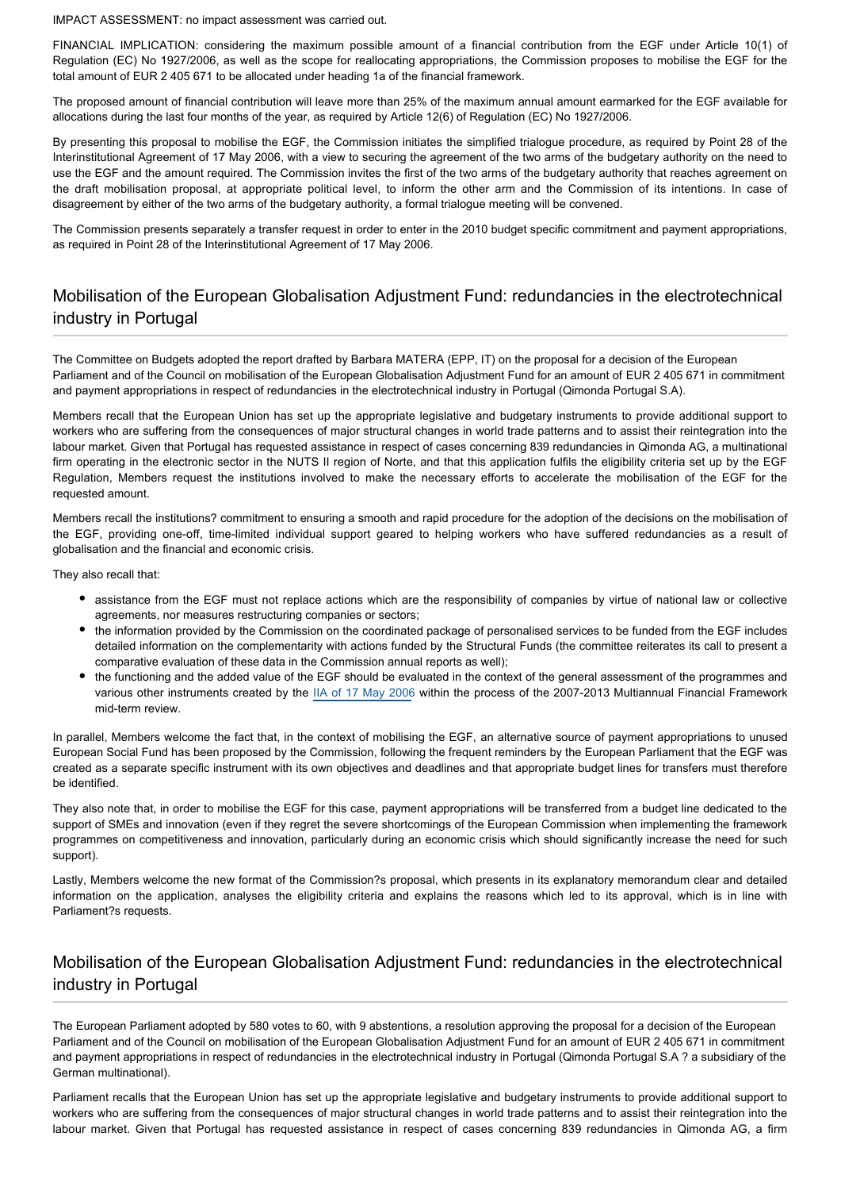IMPACT ASSESSMENT: no impact assessment was carried out.

FINANCIAL IMPLICATION: considering the maximum possible amount of a financial contribution from the EGF under Article 10(1) of Regulation (EC) No 1927/2006, as well as the scope for reallocating appropriations, the Commission proposes to mobilise the EGF for the total amount of EUR 2 405 671 to be allocated under heading 1a of the financial framework.

The proposed amount of financial contribution will leave more than 25% of the maximum annual amount earmarked for the EGF available for allocations during the last four months of the year, as required by Article 12(6) of Regulation (EC) No 1927/2006.

By presenting this proposal to mobilise the EGF, the Commission initiates the simplified trialogue procedure, as required by Point 28 of the Interinstitutional Agreement of 17 May 2006, with a view to securing the agreement of the two arms of the budgetary authority on the need to use the EGF and the amount required. The Commission invites the first of the two arms of the budgetary authority that reaches agreement on the draft mobilisation proposal, at appropriate political level, to inform the other arm and the Commission of its intentions. In case of disagreement by either of the two arms of the budgetary authority, a formal trialogue meeting will be convened.

The Commission presents separately a transfer request in order to enter in the 2010 budget specific commitment and payment appropriations, as required in Point 28 of the Interinstitutional Agreement of 17 May 2006.

## Mobilisation of the European Globalisation Adjustment Fund: redundancies in the electrotechnical industry in Portugal

The Committee on Budgets adopted the report drafted by Barbara MATERA (EPP, IT) on the proposal for a decision of the European Parliament and of the Council on mobilisation of the European Globalisation Adjustment Fund for an amount of EUR 2 405 671 in commitment and payment appropriations in respect of redundancies in the electrotechnical industry in Portugal (Qimonda Portugal S.A).

Members recall that the European Union has set up the appropriate legislative and budgetary instruments to provide additional support to workers who are suffering from the consequences of major structural changes in world trade patterns and to assist their reintegration into the labour market. Given that Portugal has requested assistance in respect of cases concerning 839 redundancies in Qimonda AG, a multinational firm operating in the electronic sector in the NUTS II region of Norte, and that this application fulfils the eligibility criteria set up by the EGF Regulation, Members request the institutions involved to make the necessary efforts to accelerate the mobilisation of the EGF for the requested amount.

Members recall the institutions? commitment to ensuring a smooth and rapid procedure for the adoption of the decisions on the mobilisation of the EGF, providing one-off, time-limited individual support geared to helping workers who have suffered redundancies as a result of globalisation and the financial and economic crisis.

They also recall that:

- assistance from the EGF must not replace actions which are the responsibility of companies by virtue of national law or collective agreements, nor measures restructuring companies or sectors;
- the information provided by the Commission on the coordinated package of personalised services to be funded from the EGF includes detailed information on the complementarity with actions funded by the Structural Funds (the committee reiterates its call to present a comparative evaluation of these data in the Commission annual reports as well);
- the functioning and the added value of the EGF should be evaluated in the context of the general assessment of the programmes and various other instruments created by the IIA of 17 May 2006 within the process of the 2007-2013 Multiannual Financial Framework mid-term review.

In parallel, Members welcome the fact that, in the context of mobilising the EGF, an alternative source of payment appropriations to unused European Social Fund has been proposed by the Commission, following the frequent reminders by the European Parliament that the EGF was created as a separate specific instrument with its own objectives and deadlines and that appropriate budget lines for transfers must therefore be identified.

They also note that, in order to mobilise the EGF for this case, payment appropriations will be transferred from a budget line dedicated to the support of SMEs and innovation (even if they regret the severe shortcomings of the European Commission when implementing the framework programmes on competitiveness and innovation, particularly during an economic crisis which should significantly increase the need for such support).

Lastly, Members welcome the new format of the Commission?s proposal, which presents in its explanatory memorandum clear and detailed information on the application, analyses the eligibility criteria and explains the reasons which led to its approval, which is in line with Parliament?s requests.

## Mobilisation of the European Globalisation Adjustment Fund: redundancies in the electrotechnical industry in Portugal

The European Parliament adopted by 580 votes to 60, with 9 abstentions, a resolution approving the proposal for a decision of the European Parliament and of the Council on mobilisation of the European Globalisation Adjustment Fund for an amount of EUR 2 405 671 in commitment and payment appropriations in respect of redundancies in the electrotechnical industry in Portugal (Qimonda Portugal S.A ? a subsidiary of the German multinational).

Parliament recalls that the European Union has set up the appropriate legislative and budgetary instruments to provide additional support to workers who are suffering from the consequences of major structural changes in world trade patterns and to assist their reintegration into the labour market. Given that Portugal has requested assistance in respect of cases concerning 839 redundancies in Qimonda AG, a firm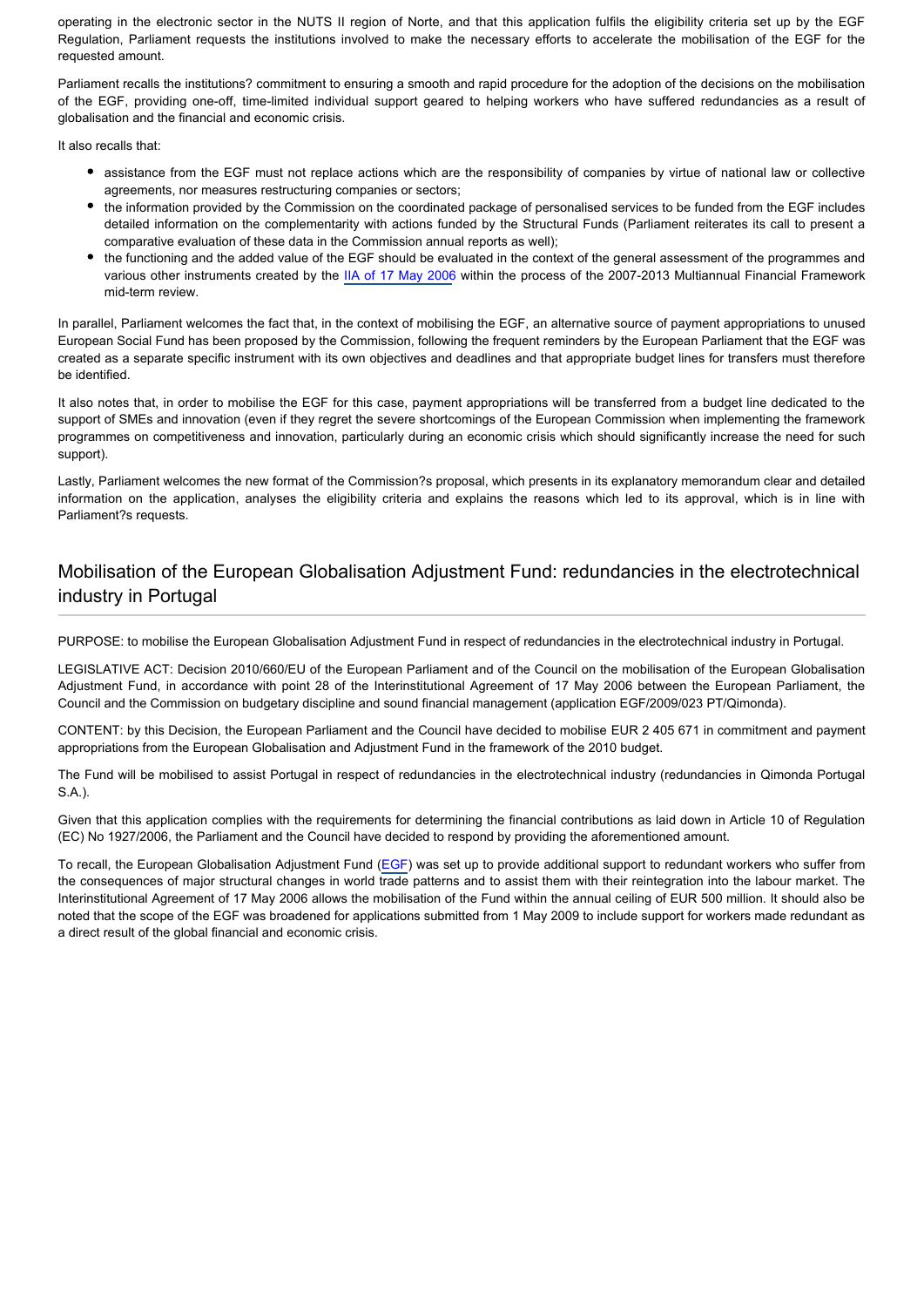operating in the electronic sector in the NUTS II region of Norte, and that this application fulfils the eligibility criteria set up by the EGF Regulation, Parliament requests the institutions involved to make the necessary efforts to accelerate the mobilisation of the EGF for the requested amount.

Parliament recalls the institutions? commitment to ensuring a smooth and rapid procedure for the adoption of the decisions on the mobilisation of the EGF, providing one-off, time-limited individual support geared to helping workers who have suffered redundancies as a result of globalisation and the financial and economic crisis.

It also recalls that:

- assistance from the EGF must not replace actions which are the responsibility of companies by virtue of national law or collective agreements, nor measures restructuring companies or sectors;
- the information provided by the Commission on the coordinated package of personalised services to be funded from the EGF includes detailed information on the complementarity with actions funded by the Structural Funds (Parliament reiterates its call to present a comparative evaluation of these data in the Commission annual reports as well);
- the functioning and the added value of the EGF should be evaluated in the context of the general assessment of the programmes and various other instruments created by the IIA of 17 May 2006 within the process of the 2007-2013 Multiannual Financial Framework mid-term review.

In parallel, Parliament welcomes the fact that, in the context of mobilising the EGF, an alternative source of payment appropriations to unused European Social Fund has been proposed by the Commission, following the frequent reminders by the European Parliament that the EGF was created as a separate specific instrument with its own objectives and deadlines and that appropriate budget lines for transfers must therefore be identified.

It also notes that, in order to mobilise the EGF for this case, payment appropriations will be transferred from a budget line dedicated to the support of SMEs and innovation (even if they regret the severe shortcomings of the European Commission when implementing the framework programmes on competitiveness and innovation, particularly during an economic crisis which should significantly increase the need for such support).

Lastly, Parliament welcomes the new format of the Commission?s proposal, which presents in its explanatory memorandum clear and detailed information on the application, analyses the eligibility criteria and explains the reasons which led to its approval, which is in line with Parliament?s requests.

## Mobilisation of the European Globalisation Adjustment Fund: redundancies in the electrotechnical industry in Portugal

PURPOSE: to mobilise the European Globalisation Adjustment Fund in respect of redundancies in the electrotechnical industry in Portugal.

LEGISLATIVE ACT: Decision 2010/660/EU of the European Parliament and of the Council on the mobilisation of the European Globalisation Adjustment Fund, in accordance with point 28 of the Interinstitutional Agreement of 17 May 2006 between the European Parliament, the Council and the Commission on budgetary discipline and sound financial management (application EGF/2009/023 PT/Qimonda).

CONTENT: by this Decision, the European Parliament and the Council have decided to mobilise EUR 2 405 671 in commitment and payment appropriations from the European Globalisation and Adjustment Fund in the framework of the 2010 budget.

The Fund will be mobilised to assist Portugal in respect of redundancies in the electrotechnical industry (redundancies in Qimonda Portugal S.A.).

Given that this application complies with the requirements for determining the financial contributions as laid down in Article 10 of Regulation (EC) No 1927/2006, the Parliament and the Council have decided to respond by providing the aforementioned amount.

To recall, the European Globalisation Adjustment Fund (EGF) was set up to provide additional support to redundant workers who suffer from the consequences of major structural changes in world trade patterns and to assist them with their reintegration into the labour market. The Interinstitutional Agreement of 17 May 2006 allows the mobilisation of the Fund within the annual ceiling of EUR 500 million. It should also be noted that the scope of the EGF was broadened for applications submitted from 1 May 2009 to include support for workers made redundant as a direct result of the global financial and economic crisis.